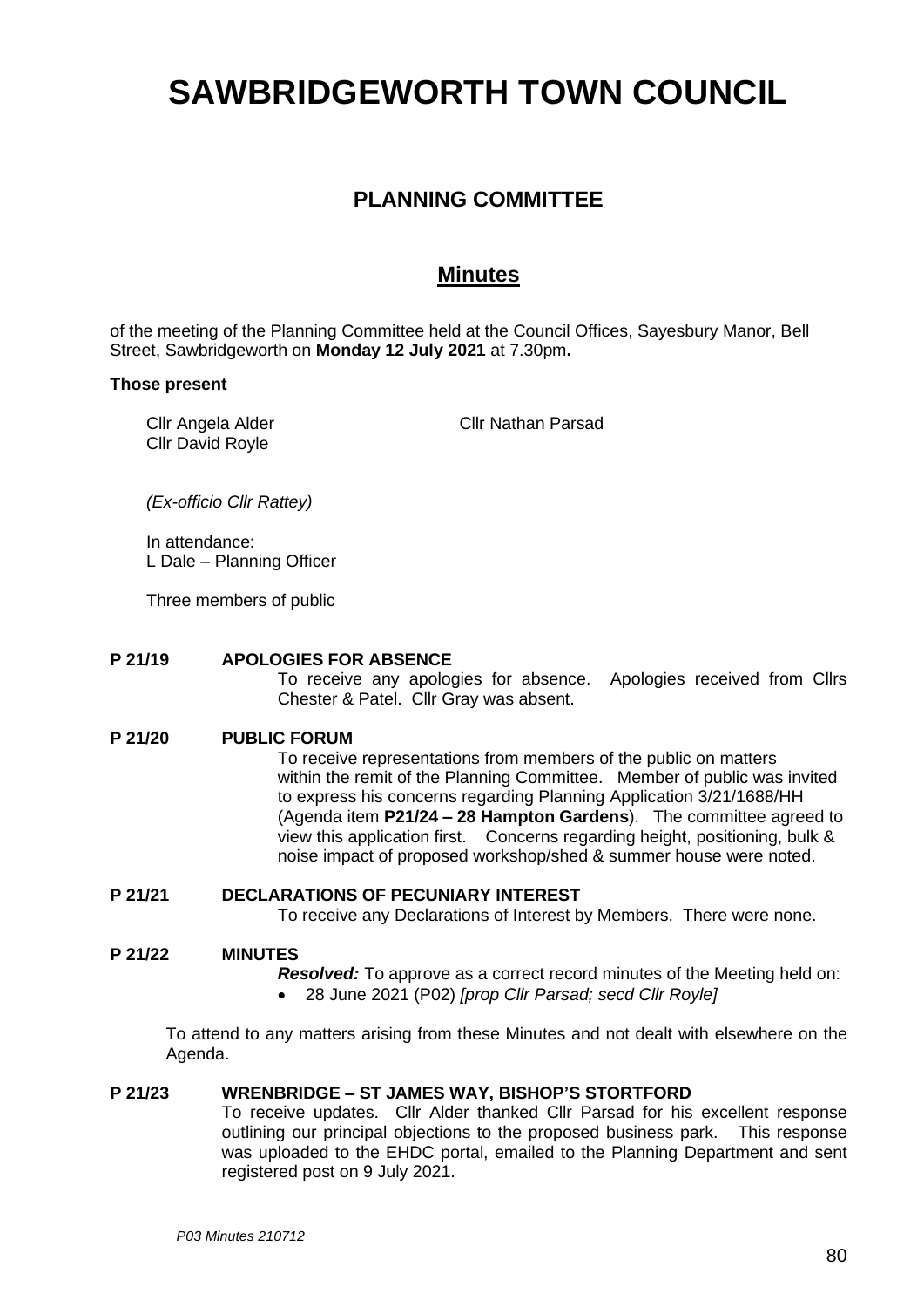# SAWBRIDGEWORTH TOWN COUNCIL

## PLANNING COMMITTEE

## Minutes

of the meeting of the Planning Committee held at the Council Offices, Sayesbury Manor, Bell Street, Sawbridgeworth on **Monday 12 July 2021** at 7.30pm**.**

**Those present**

Cllr Angela Alder
Cllr Nathan Parsad
Cllr David Royle

*(Ex-officio Cllr Rattey)*

In attendance:
L Dale – Planning Officer

Three members of public

**P 21/19 APOLOGIES FOR ABSENCE**

To receive any apologies for absence. Apologies received from Cllrs Chester & Patel. Cllr Gray was absent.

**P 21/20 PUBLIC FORUM**

To receive representations from members of the public on matters within the remit of the Planning Committee. Member of public was invited to express his concerns regarding Planning Application 3/21/1688/HH (Agenda item **P21/24 – 28 Hampton Gardens**). The committee agreed to view this application first. Concerns regarding height, positioning, bulk & noise impact of proposed workshop/shed & summer house were noted.

**P 21/21 DECLARATIONS OF PECUNIARY INTEREST**

To receive any Declarations of Interest by Members. There were none.

**P 21/22 MINUTES**

***Resolved:*** To approve as a correct record minutes of the Meeting held on:

- 28 June 2021 (P02) *[prop Cllr Parsad; secd Cllr Royle]*

To attend to any matters arising from these Minutes and not dealt with elsewhere on the Agenda.

**P 21/23 WRENBRIDGE – ST JAMES WAY, BISHOP'S STORTFORD**

To receive updates. Cllr Alder thanked Cllr Parsad for his excellent response outlining our principal objections to the proposed business park. This response was uploaded to the EHDC portal, emailed to the Planning Department and sent registered post on 9 July 2021.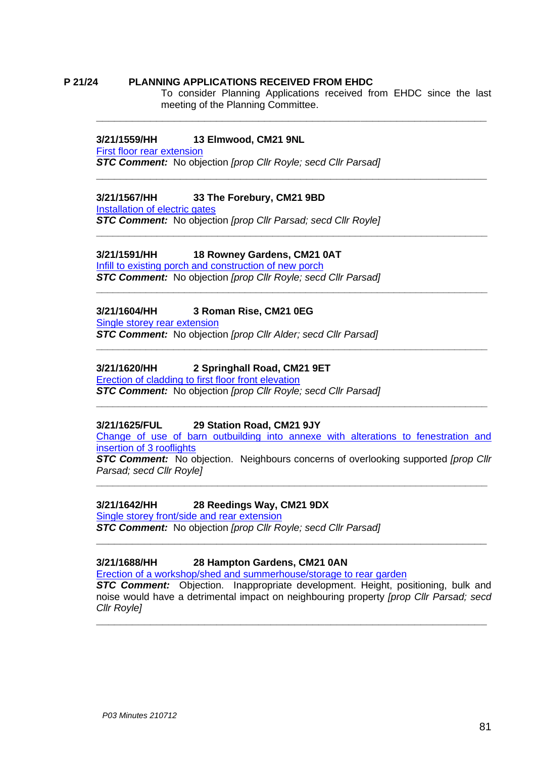## P 21/24 PLANNING APPLICATIONS RECEIVED FROM EHDC

To consider Planning Applications received from EHDC since the last meeting of the Planning Committee.

---

**3/21/1559/HH 13 Elmwood, CM21 9NL**

First floor rear extension

***STC Comment:*** No objection *[prop Cllr Royle; secd Cllr Parsad]*

---

**3/21/1567/HH 33 The Forebury, CM21 9BD**

Installation of electric gates

***STC Comment:*** No objection *[prop Cllr Parsad; secd Cllr Royle]*

---

**3/21/1591/HH 18 Rowney Gardens, CM21 0AT**

Infill to existing porch and construction of new porch

***STC Comment:*** No objection *[prop Cllr Royle; secd Cllr Parsad]*

---

**3/21/1604/HH 3 Roman Rise, CM21 0EG**

Single storey rear extension

***STC Comment:*** No objection *[prop Cllr Alder; secd Cllr Parsad]*

---

**3/21/1620/HH 2 Springhall Road, CM21 9ET**

Erection of cladding to first floor front elevation

***STC Comment:*** No objection *[prop Cllr Royle; secd Cllr Parsad]*

---

**3/21/1625/FUL 29 Station Road, CM21 9JY**

Change of use of barn outbuilding into annexe with alterations to fenestration and insertion of 3 rooflights

***STC Comment:*** No objection. Neighbours concerns of overlooking supported *[prop Cllr Parsad; secd Cllr Royle]*

---

**3/21/1642/HH 28 Reedings Way, CM21 9DX**

Single storey front/side and rear extension

***STC Comment:*** No objection *[prop Cllr Royle; secd Cllr Parsad]*

---

**3/21/1688/HH 28 Hampton Gardens, CM21 0AN**

Erection of a workshop/shed and summerhouse/storage to rear garden

***STC Comment:*** Objection. Inappropriate development. Height, positioning, bulk and noise would have a detrimental impact on neighbouring property *[prop Cllr Parsad; secd Cllr Royle]*

---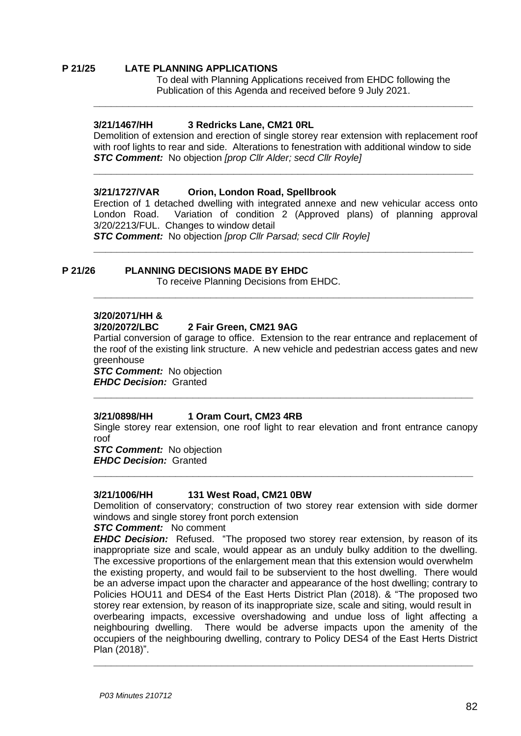## P 21/25 LATE PLANNING APPLICATIONS

To deal with Planning Applications received from EHDC following the Publication of this Agenda and received before 9 July 2021.

---

### 3/21/1467/HH 3 Redricks Lane, CM21 0RL

Demolition of extension and erection of single storey rear extension with replacement roof with roof lights to rear and side. Alterations to fenestration with additional window to side

***STC Comment:*** No objection *[prop Cllr Alder; secd Cllr Royle]*

---

### 3/21/1727/VAR Orion, London Road, Spellbrook

Erection of 1 detached dwelling with integrated annexe and new vehicular access onto London Road. Variation of condition 2 (Approved plans) of planning approval 3/20/2213/FUL. Changes to window detail

***STC Comment:*** No objection *[prop Cllr Parsad; secd Cllr Royle]*

---

## P 21/26 PLANNING DECISIONS MADE BY EHDC

To receive Planning Decisions from EHDC.

---

### 3/20/2071/HH & 3/20/2072/LBC 2 Fair Green, CM21 9AG

Partial conversion of garage to office. Extension to the rear entrance and replacement of the roof of the existing link structure. A new vehicle and pedestrian access gates and new greenhouse

***STC Comment:*** No objection
***EHDC Decision:*** Granted

---

### 3/21/0898/HH 1 Oram Court, CM23 4RB

Single storey rear extension, one roof light to rear elevation and front entrance canopy roof

***STC Comment:*** No objection
***EHDC Decision:*** Granted

---

### 3/21/1006/HH 131 West Road, CM21 0BW

Demolition of conservatory; construction of two storey rear extension with side dormer windows and single storey front porch extension

***STC Comment:*** No comment

***EHDC Decision:*** Refused. "The proposed two storey rear extension, by reason of its inappropriate size and scale, would appear as an unduly bulky addition to the dwelling. The excessive proportions of the enlargement mean that this extension would overwhelm the existing property, and would fail to be subservient to the host dwelling. There would be an adverse impact upon the character and appearance of the host dwelling; contrary to Policies HOU11 and DES4 of the East Herts District Plan (2018). & "The proposed two storey rear extension, by reason of its inappropriate size, scale and siting, would result in overbearing impacts, excessive overshadowing and undue loss of light affecting a neighbouring dwelling. There would be adverse impacts upon the amenity of the occupiers of the neighbouring dwelling, contrary to Policy DES4 of the East Herts District Plan (2018)".

---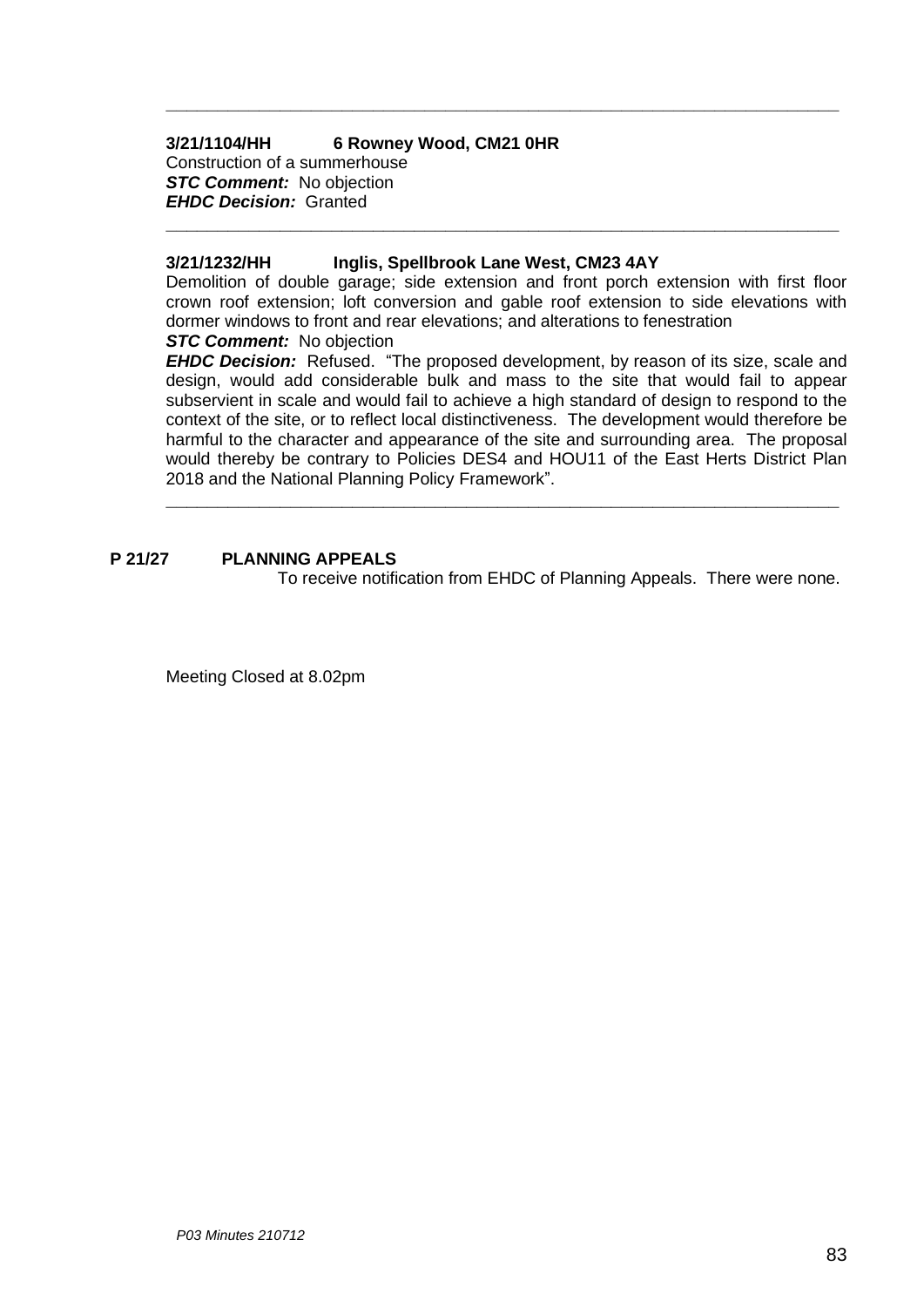---

**3/21/1104/HH 6 Rowney Wood, CM21 0HR**
Construction of a summerhouse
***STC Comment:*** No objection
***EHDC Decision:*** Granted

---

**3/21/1232/HH Inglis, Spellbrook Lane West, CM23 4AY**
Demolition of double garage; side extension and front porch extension with first floor crown roof extension; loft conversion and gable roof extension to side elevations with dormer windows to front and rear elevations; and alterations to fenestration
***STC Comment:*** No objection
***EHDC Decision:*** Refused. "The proposed development, by reason of its size, scale and design, would add considerable bulk and mass to the site that would fail to appear subservient in scale and would fail to achieve a high standard of design to respond to the context of the site, or to reflect local distinctiveness. The development would therefore be harmful to the character and appearance of the site and surrounding area. The proposal would thereby be contrary to Policies DES4 and HOU11 of the East Herts District Plan 2018 and the National Planning Policy Framework".

---

**P 21/27 PLANNING APPEALS**

To receive notification from EHDC of Planning Appeals. There were none.

Meeting Closed at 8.02pm

*P03 Minutes 210712*